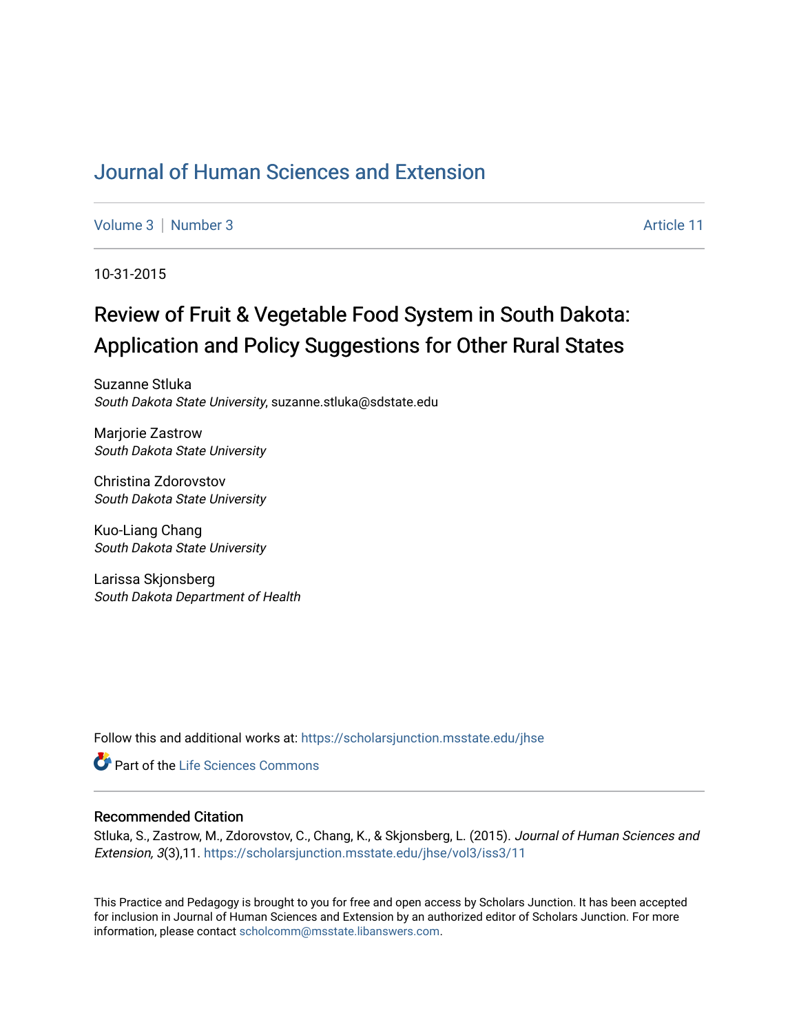# Journal of Human Sciences and Extension

Volume 3 | Number 3 Article 11

10-31-2015

## Review of Fruit & Vegetable Food System in South Dakota: Application and Policy Suggestions for Other Rural States

Suzanne Stluka
*South Dakota State University*, suzanne.stluka@sdstate.edu

Marjorie Zastrow
*South Dakota State University*

Christina Zdorovstov
*South Dakota State University*

Kuo-Liang Chang
*South Dakota State University*

Larissa Skjonsberg
*South Dakota Department of Health*

Follow this and additional works at: https://scholarsjunction.msstate.edu/jhse

Part of the Life Sciences Commons

### Recommended Citation

Stluka, S., Zastrow, M., Zdorovstov, C., Chang, K., & Skjonsberg, L. (2015). *Journal of Human Sciences and Extension, 3*(3),11. https://scholarsjunction.msstate.edu/jhse/vol3/iss3/11

This Practice and Pedagogy is brought to you for free and open access by Scholars Junction. It has been accepted for inclusion in Journal of Human Sciences and Extension by an authorized editor of Scholars Junction. For more information, please contact scholcomm@msstate.libanswers.com.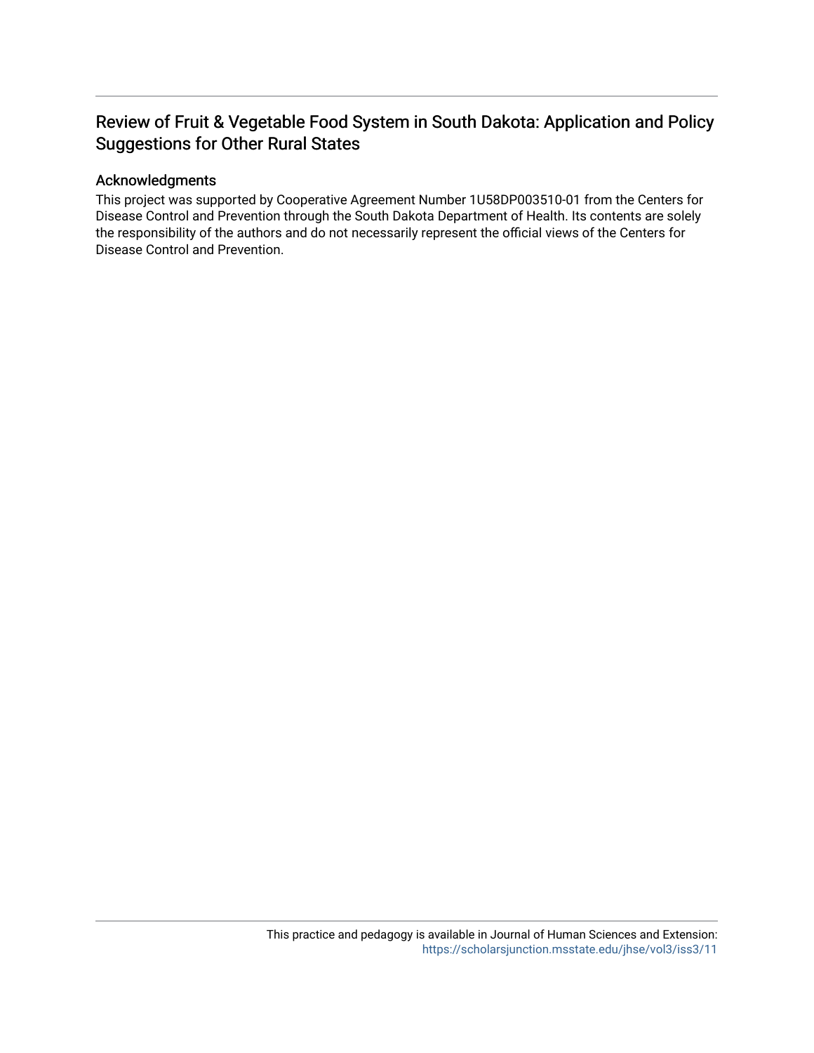# Review of Fruit & Vegetable Food System in South Dakota: Application and Policy Suggestions for Other Rural States

## Acknowledgments

This project was supported by Cooperative Agreement Number 1U58DP003510-01 from the Centers for Disease Control and Prevention through the South Dakota Department of Health. Its contents are solely the responsibility of the authors and do not necessarily represent the official views of the Centers for Disease Control and Prevention.

This practice and pedagogy is available in Journal of Human Sciences and Extension: https://scholarsjunction.msstate.edu/jhse/vol3/iss3/11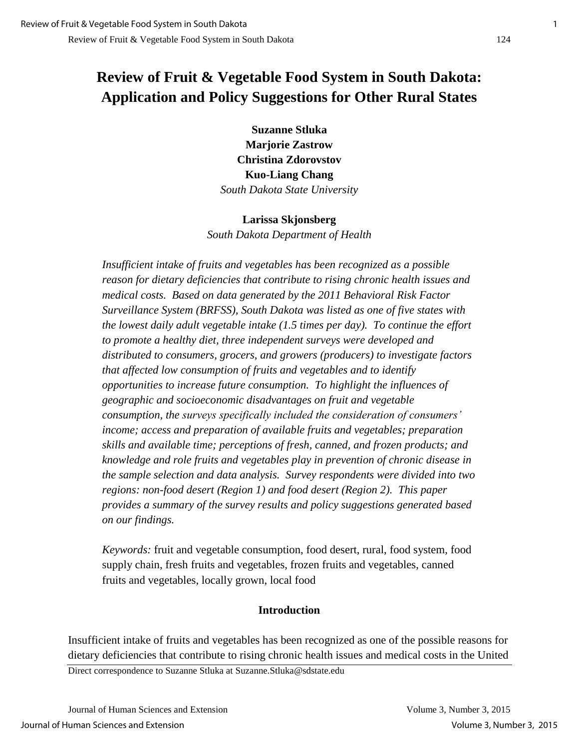# Review of Fruit & Vegetable Food System in South Dakota: Application and Policy Suggestions for Other Rural States

**Suzanne Stluka**
**Marjorie Zastrow**
**Christina Zdorovstov**
**Kuo-Liang Chang**
*South Dakota State University*

**Larissa Skjonsberg**
*South Dakota Department of Health*

*Insufficient intake of fruits and vegetables has been recognized as a possible reason for dietary deficiencies that contribute to rising chronic health issues and medical costs. Based on data generated by the 2011 Behavioral Risk Factor Surveillance System (BRFSS), South Dakota was listed as one of five states with the lowest daily adult vegetable intake (1.5 times per day). To continue the effort to promote a healthy diet, three independent surveys were developed and distributed to consumers, grocers, and growers (producers) to investigate factors that affected low consumption of fruits and vegetables and to identify opportunities to increase future consumption. To highlight the influences of geographic and socioeconomic disadvantages on fruit and vegetable consumption, the surveys specifically included the consideration of consumers' income; access and preparation of available fruits and vegetables; preparation skills and available time; perceptions of fresh, canned, and frozen products; and knowledge and role fruits and vegetables play in prevention of chronic disease in the sample selection and data analysis. Survey respondents were divided into two regions: non-food desert (Region 1) and food desert (Region 2). This paper provides a summary of the survey results and policy suggestions generated based on our findings.*

*Keywords:* fruit and vegetable consumption, food desert, rural, food system, food supply chain, fresh fruits and vegetables, frozen fruits and vegetables, canned fruits and vegetables, locally grown, local food

## Introduction

Insufficient intake of fruits and vegetables has been recognized as one of the possible reasons for dietary deficiencies that contribute to rising chronic health issues and medical costs in the United

Direct correspondence to Suzanne Stluka at Suzanne.Stluka@sdstate.edu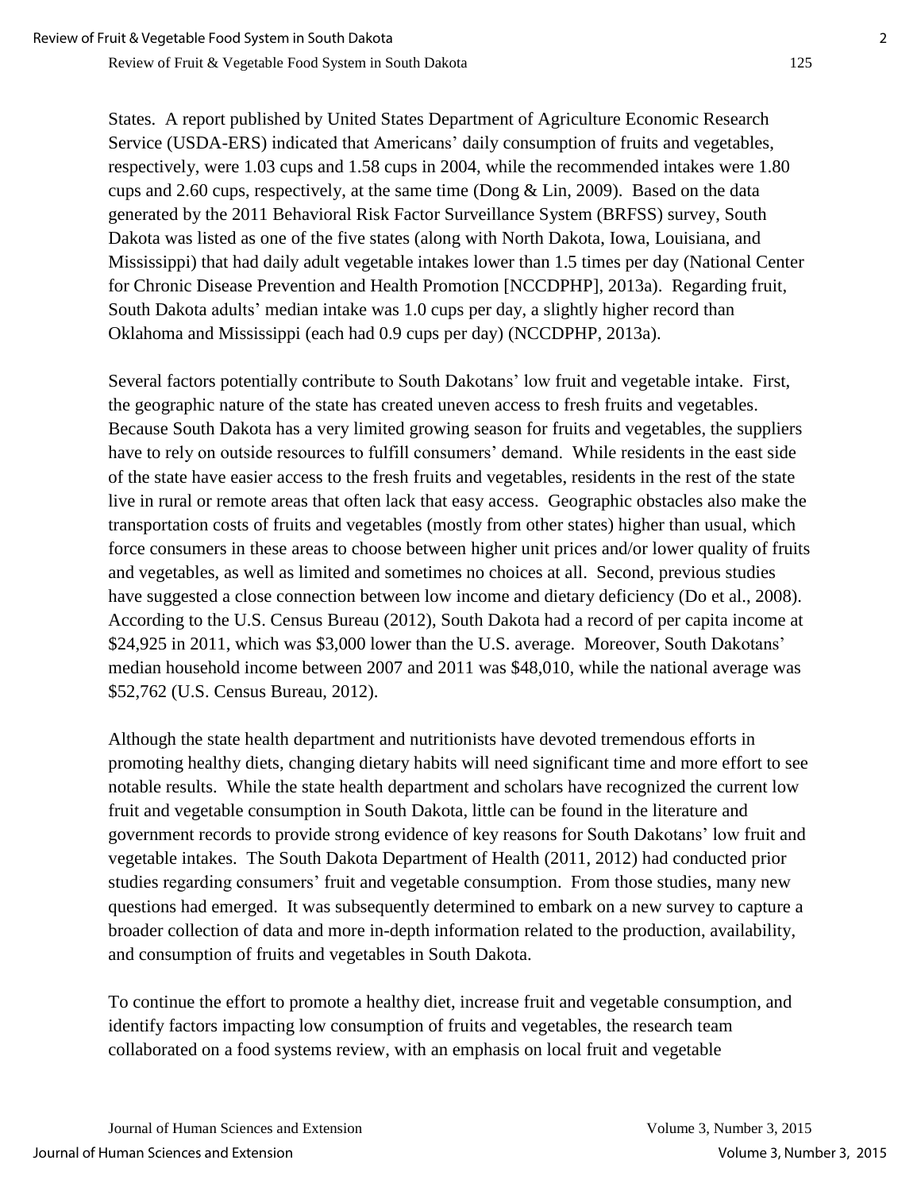States. A report published by United States Department of Agriculture Economic Research Service (USDA-ERS) indicated that Americans' daily consumption of fruits and vegetables, respectively, were 1.03 cups and 1.58 cups in 2004, while the recommended intakes were 1.80 cups and 2.60 cups, respectively, at the same time (Dong & Lin, 2009). Based on the data generated by the 2011 Behavioral Risk Factor Surveillance System (BRFSS) survey, South Dakota was listed as one of the five states (along with North Dakota, Iowa, Louisiana, and Mississippi) that had daily adult vegetable intakes lower than 1.5 times per day (National Center for Chronic Disease Prevention and Health Promotion [NCCDPHP], 2013a). Regarding fruit, South Dakota adults' median intake was 1.0 cups per day, a slightly higher record than Oklahoma and Mississippi (each had 0.9 cups per day) (NCCDPHP, 2013a).

Several factors potentially contribute to South Dakotans' low fruit and vegetable intake. First, the geographic nature of the state has created uneven access to fresh fruits and vegetables. Because South Dakota has a very limited growing season for fruits and vegetables, the suppliers have to rely on outside resources to fulfill consumers' demand. While residents in the east side of the state have easier access to the fresh fruits and vegetables, residents in the rest of the state live in rural or remote areas that often lack that easy access. Geographic obstacles also make the transportation costs of fruits and vegetables (mostly from other states) higher than usual, which force consumers in these areas to choose between higher unit prices and/or lower quality of fruits and vegetables, as well as limited and sometimes no choices at all. Second, previous studies have suggested a close connection between low income and dietary deficiency (Do et al., 2008). According to the U.S. Census Bureau (2012), South Dakota had a record of per capita income at $24,925 in 2011, which was $3,000 lower than the U.S. average. Moreover, South Dakotans' median household income between 2007 and 2011 was $48,010, while the national average was $52,762 (U.S. Census Bureau, 2012).

Although the state health department and nutritionists have devoted tremendous efforts in promoting healthy diets, changing dietary habits will need significant time and more effort to see notable results. While the state health department and scholars have recognized the current low fruit and vegetable consumption in South Dakota, little can be found in the literature and government records to provide strong evidence of key reasons for South Dakotans' low fruit and vegetable intakes. The South Dakota Department of Health (2011, 2012) had conducted prior studies regarding consumers' fruit and vegetable consumption. From those studies, many new questions had emerged. It was subsequently determined to embark on a new survey to capture a broader collection of data and more in-depth information related to the production, availability, and consumption of fruits and vegetables in South Dakota.

To continue the effort to promote a healthy diet, increase fruit and vegetable consumption, and identify factors impacting low consumption of fruits and vegetables, the research team collaborated on a food systems review, with an emphasis on local fruit and vegetable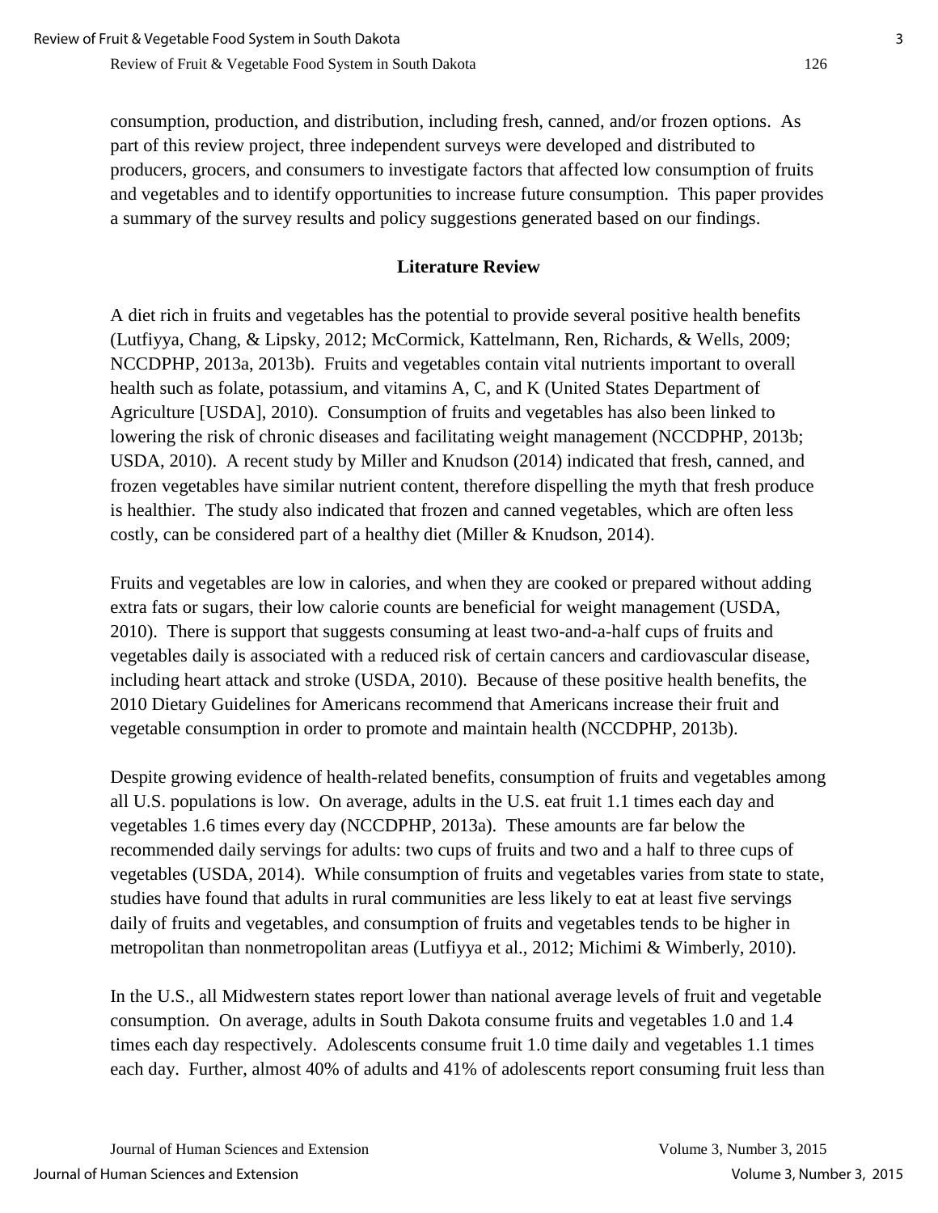consumption, production, and distribution, including fresh, canned, and/or frozen options. As part of this review project, three independent surveys were developed and distributed to producers, grocers, and consumers to investigate factors that affected low consumption of fruits and vegetables and to identify opportunities to increase future consumption. This paper provides a summary of the survey results and policy suggestions generated based on our findings.

## Literature Review

A diet rich in fruits and vegetables has the potential to provide several positive health benefits (Lutfiyya, Chang, & Lipsky, 2012; McCormick, Kattelmann, Ren, Richards, & Wells, 2009; NCCDPHP, 2013a, 2013b). Fruits and vegetables contain vital nutrients important to overall health such as folate, potassium, and vitamins A, C, and K (United States Department of Agriculture [USDA], 2010). Consumption of fruits and vegetables has also been linked to lowering the risk of chronic diseases and facilitating weight management (NCCDPHP, 2013b; USDA, 2010). A recent study by Miller and Knudson (2014) indicated that fresh, canned, and frozen vegetables have similar nutrient content, therefore dispelling the myth that fresh produce is healthier. The study also indicated that frozen and canned vegetables, which are often less costly, can be considered part of a healthy diet (Miller & Knudson, 2014).

Fruits and vegetables are low in calories, and when they are cooked or prepared without adding extra fats or sugars, their low calorie counts are beneficial for weight management (USDA, 2010). There is support that suggests consuming at least two-and-a-half cups of fruits and vegetables daily is associated with a reduced risk of certain cancers and cardiovascular disease, including heart attack and stroke (USDA, 2010). Because of these positive health benefits, the 2010 Dietary Guidelines for Americans recommend that Americans increase their fruit and vegetable consumption in order to promote and maintain health (NCCDPHP, 2013b).

Despite growing evidence of health-related benefits, consumption of fruits and vegetables among all U.S. populations is low. On average, adults in the U.S. eat fruit 1.1 times each day and vegetables 1.6 times every day (NCCDPHP, 2013a). These amounts are far below the recommended daily servings for adults: two cups of fruits and two and a half to three cups of vegetables (USDA, 2014). While consumption of fruits and vegetables varies from state to state, studies have found that adults in rural communities are less likely to eat at least five servings daily of fruits and vegetables, and consumption of fruits and vegetables tends to be higher in metropolitan than nonmetropolitan areas (Lutfiyya et al., 2012; Michimi & Wimberly, 2010).

In the U.S., all Midwestern states report lower than national average levels of fruit and vegetable consumption. On average, adults in South Dakota consume fruits and vegetables 1.0 and 1.4 times each day respectively. Adolescents consume fruit 1.0 time daily and vegetables 1.1 times each day. Further, almost 40% of adults and 41% of adolescents report consuming fruit less than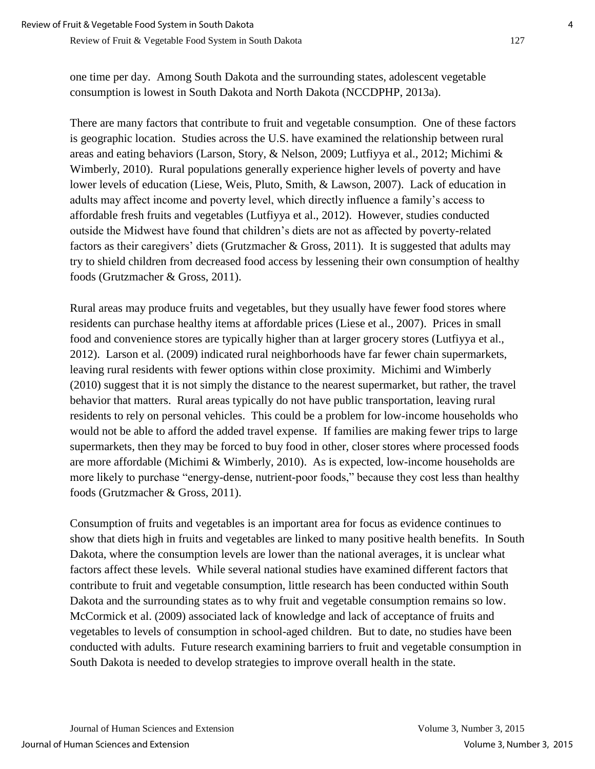one time per day. Among South Dakota and the surrounding states, adolescent vegetable consumption is lowest in South Dakota and North Dakota (NCCDPHP, 2013a).

There are many factors that contribute to fruit and vegetable consumption. One of these factors is geographic location. Studies across the U.S. have examined the relationship between rural areas and eating behaviors (Larson, Story, & Nelson, 2009; Lutfiyya et al., 2012; Michimi & Wimberly, 2010). Rural populations generally experience higher levels of poverty and have lower levels of education (Liese, Weis, Pluto, Smith, & Lawson, 2007). Lack of education in adults may affect income and poverty level, which directly influence a family's access to affordable fresh fruits and vegetables (Lutfiyya et al., 2012). However, studies conducted outside the Midwest have found that children's diets are not as affected by poverty-related factors as their caregivers' diets (Grutzmacher & Gross, 2011). It is suggested that adults may try to shield children from decreased food access by lessening their own consumption of healthy foods (Grutzmacher & Gross, 2011).

Rural areas may produce fruits and vegetables, but they usually have fewer food stores where residents can purchase healthy items at affordable prices (Liese et al., 2007). Prices in small food and convenience stores are typically higher than at larger grocery stores (Lutfiyya et al., 2012). Larson et al. (2009) indicated rural neighborhoods have far fewer chain supermarkets, leaving rural residents with fewer options within close proximity. Michimi and Wimberly (2010) suggest that it is not simply the distance to the nearest supermarket, but rather, the travel behavior that matters. Rural areas typically do not have public transportation, leaving rural residents to rely on personal vehicles. This could be a problem for low-income households who would not be able to afford the added travel expense. If families are making fewer trips to large supermarkets, then they may be forced to buy food in other, closer stores where processed foods are more affordable (Michimi & Wimberly, 2010). As is expected, low-income households are more likely to purchase "energy-dense, nutrient-poor foods," because they cost less than healthy foods (Grutzmacher & Gross, 2011).

Consumption of fruits and vegetables is an important area for focus as evidence continues to show that diets high in fruits and vegetables are linked to many positive health benefits. In South Dakota, where the consumption levels are lower than the national averages, it is unclear what factors affect these levels. While several national studies have examined different factors that contribute to fruit and vegetable consumption, little research has been conducted within South Dakota and the surrounding states as to why fruit and vegetable consumption remains so low. McCormick et al. (2009) associated lack of knowledge and lack of acceptance of fruits and vegetables to levels of consumption in school-aged children. But to date, no studies have been conducted with adults. Future research examining barriers to fruit and vegetable consumption in South Dakota is needed to develop strategies to improve overall health in the state.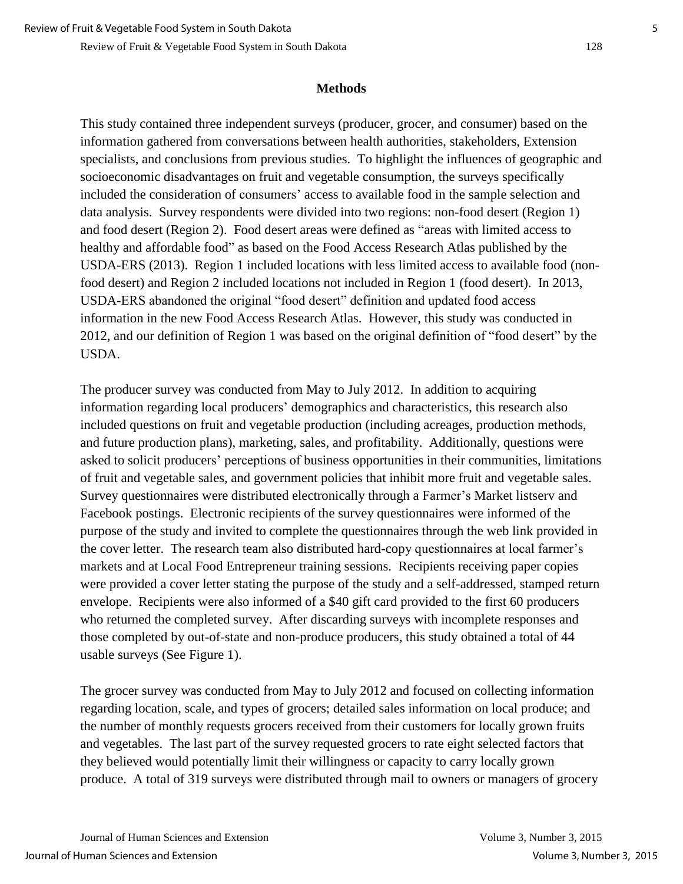## Methods

This study contained three independent surveys (producer, grocer, and consumer) based on the information gathered from conversations between health authorities, stakeholders, Extension specialists, and conclusions from previous studies. To highlight the influences of geographic and socioeconomic disadvantages on fruit and vegetable consumption, the surveys specifically included the consideration of consumers' access to available food in the sample selection and data analysis. Survey respondents were divided into two regions: non-food desert (Region 1) and food desert (Region 2). Food desert areas were defined as "areas with limited access to healthy and affordable food" as based on the Food Access Research Atlas published by the USDA-ERS (2013). Region 1 included locations with less limited access to available food (non-food desert) and Region 2 included locations not included in Region 1 (food desert). In 2013, USDA-ERS abandoned the original "food desert" definition and updated food access information in the new Food Access Research Atlas. However, this study was conducted in 2012, and our definition of Region 1 was based on the original definition of "food desert" by the USDA.

The producer survey was conducted from May to July 2012. In addition to acquiring information regarding local producers' demographics and characteristics, this research also included questions on fruit and vegetable production (including acreages, production methods, and future production plans), marketing, sales, and profitability. Additionally, questions were asked to solicit producers' perceptions of business opportunities in their communities, limitations of fruit and vegetable sales, and government policies that inhibit more fruit and vegetable sales. Survey questionnaires were distributed electronically through a Farmer's Market listserv and Facebook postings. Electronic recipients of the survey questionnaires were informed of the purpose of the study and invited to complete the questionnaires through the web link provided in the cover letter. The research team also distributed hard-copy questionnaires at local farmer's markets and at Local Food Entrepreneur training sessions. Recipients receiving paper copies were provided a cover letter stating the purpose of the study and a self-addressed, stamped return envelope. Recipients were also informed of a $40 gift card provided to the first 60 producers who returned the completed survey. After discarding surveys with incomplete responses and those completed by out-of-state and non-produce producers, this study obtained a total of 44 usable surveys (See Figure 1).

The grocer survey was conducted from May to July 2012 and focused on collecting information regarding location, scale, and types of grocers; detailed sales information on local produce; and the number of monthly requests grocers received from their customers for locally grown fruits and vegetables. The last part of the survey requested grocers to rate eight selected factors that they believed would potentially limit their willingness or capacity to carry locally grown produce. A total of 319 surveys were distributed through mail to owners or managers of grocery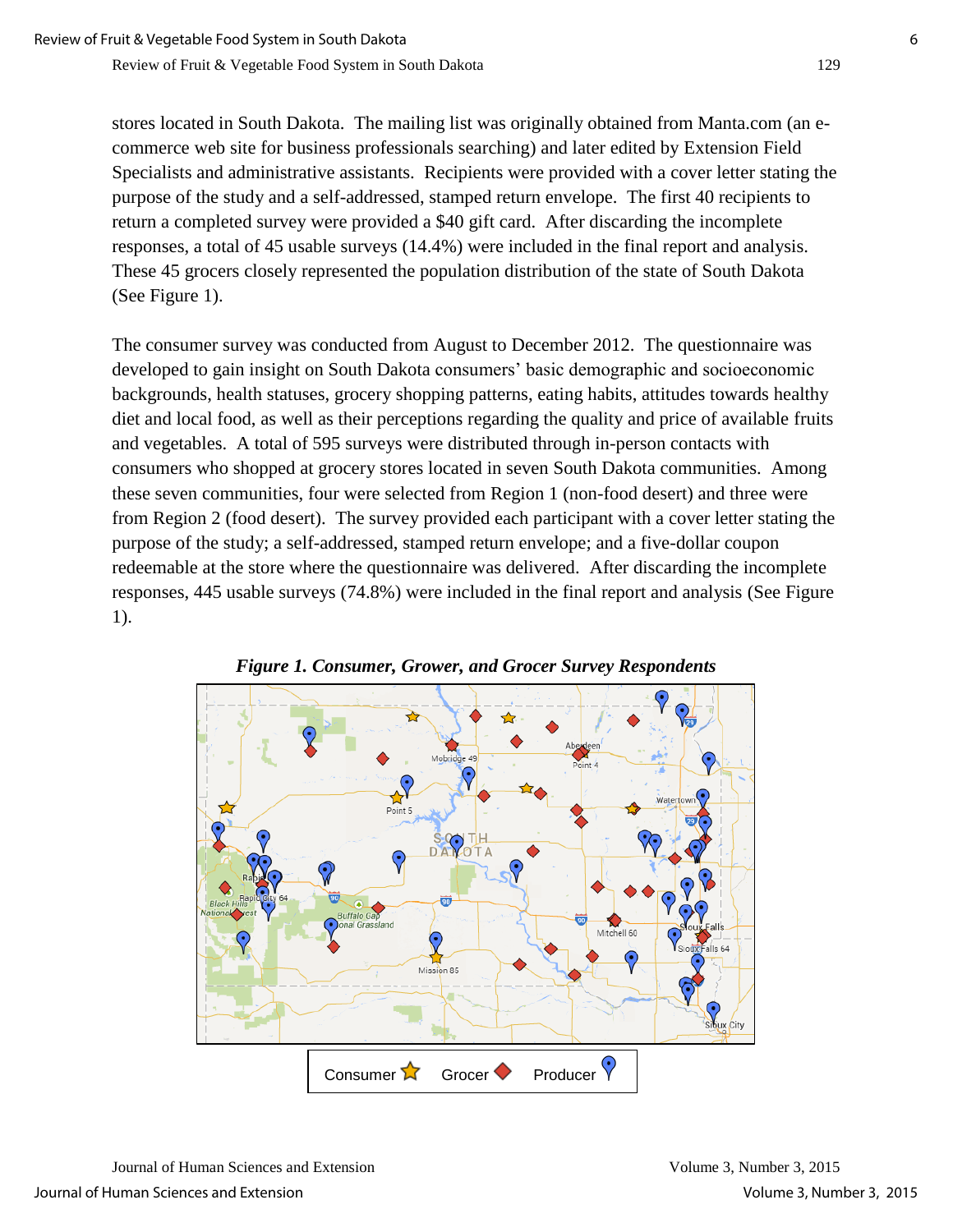stores located in South Dakota. The mailing list was originally obtained from Manta.com (an e-commerce web site for business professionals searching) and later edited by Extension Field Specialists and administrative assistants. Recipients were provided with a cover letter stating the purpose of the study and a self-addressed, stamped return envelope. The first 40 recipients to return a completed survey were provided a $40 gift card. After discarding the incomplete responses, a total of 45 usable surveys (14.4%) were included in the final report and analysis. These 45 grocers closely represented the population distribution of the state of South Dakota (See Figure 1).

The consumer survey was conducted from August to December 2012. The questionnaire was developed to gain insight on South Dakota consumers' basic demographic and socioeconomic backgrounds, health statuses, grocery shopping patterns, eating habits, attitudes towards healthy diet and local food, as well as their perceptions regarding the quality and price of available fruits and vegetables. A total of 595 surveys were distributed through in-person contacts with consumers who shopped at grocery stores located in seven South Dakota communities. Among these seven communities, four were selected from Region 1 (non-food desert) and three were from Region 2 (food desert). The survey provided each participant with a cover letter stating the purpose of the study; a self-addressed, stamped return envelope; and a five-dollar coupon redeemable at the store where the questionnaire was delivered. After discarding the incomplete responses, 445 usable surveys (74.8%) were included in the final report and analysis (See Figure 1).

***Figure 1. Consumer, Grower, and Grocer Survey Respondents***

Consumer ☆ Grocer ◆ Producer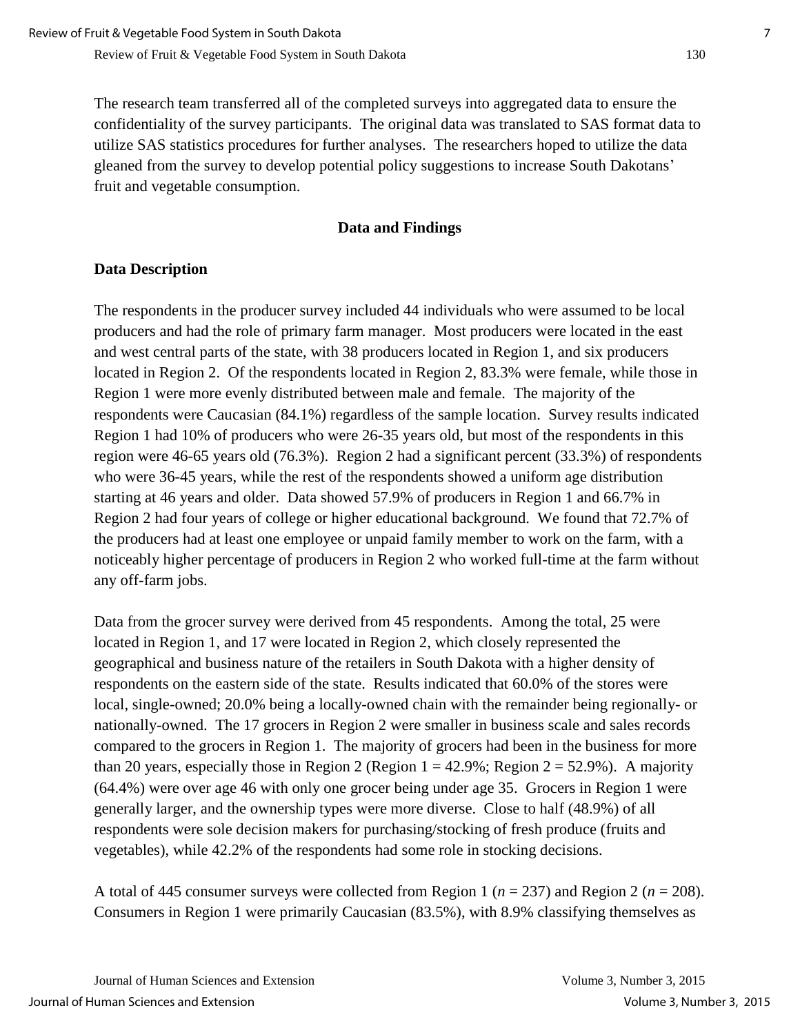The research team transferred all of the completed surveys into aggregated data to ensure the confidentiality of the survey participants. The original data was translated to SAS format data to utilize SAS statistics procedures for further analyses. The researchers hoped to utilize the data gleaned from the survey to develop potential policy suggestions to increase South Dakotans' fruit and vegetable consumption.

## Data and Findings

### Data Description

The respondents in the producer survey included 44 individuals who were assumed to be local producers and had the role of primary farm manager. Most producers were located in the east and west central parts of the state, with 38 producers located in Region 1, and six producers located in Region 2. Of the respondents located in Region 2, 83.3% were female, while those in Region 1 were more evenly distributed between male and female. The majority of the respondents were Caucasian (84.1%) regardless of the sample location. Survey results indicated Region 1 had 10% of producers who were 26-35 years old, but most of the respondents in this region were 46-65 years old (76.3%). Region 2 had a significant percent (33.3%) of respondents who were 36-45 years, while the rest of the respondents showed a uniform age distribution starting at 46 years and older. Data showed 57.9% of producers in Region 1 and 66.7% in Region 2 had four years of college or higher educational background. We found that 72.7% of the producers had at least one employee or unpaid family member to work on the farm, with a noticeably higher percentage of producers in Region 2 who worked full-time at the farm without any off-farm jobs.

Data from the grocer survey were derived from 45 respondents. Among the total, 25 were located in Region 1, and 17 were located in Region 2, which closely represented the geographical and business nature of the retailers in South Dakota with a higher density of respondents on the eastern side of the state. Results indicated that 60.0% of the stores were local, single-owned; 20.0% being a locally-owned chain with the remainder being regionally- or nationally-owned. The 17 grocers in Region 2 were smaller in business scale and sales records compared to the grocers in Region 1. The majority of grocers had been in the business for more than 20 years, especially those in Region 2 (Region 1 = 42.9%; Region 2 = 52.9%). A majority (64.4%) were over age 46 with only one grocer being under age 35. Grocers in Region 1 were generally larger, and the ownership types were more diverse. Close to half (48.9%) of all respondents were sole decision makers for purchasing/stocking of fresh produce (fruits and vegetables), while 42.2% of the respondents had some role in stocking decisions.

A total of 445 consumer surveys were collected from Region 1 ($n$ = 237) and Region 2 ($n$ = 208). Consumers in Region 1 were primarily Caucasian (83.5%), with 8.9% classifying themselves as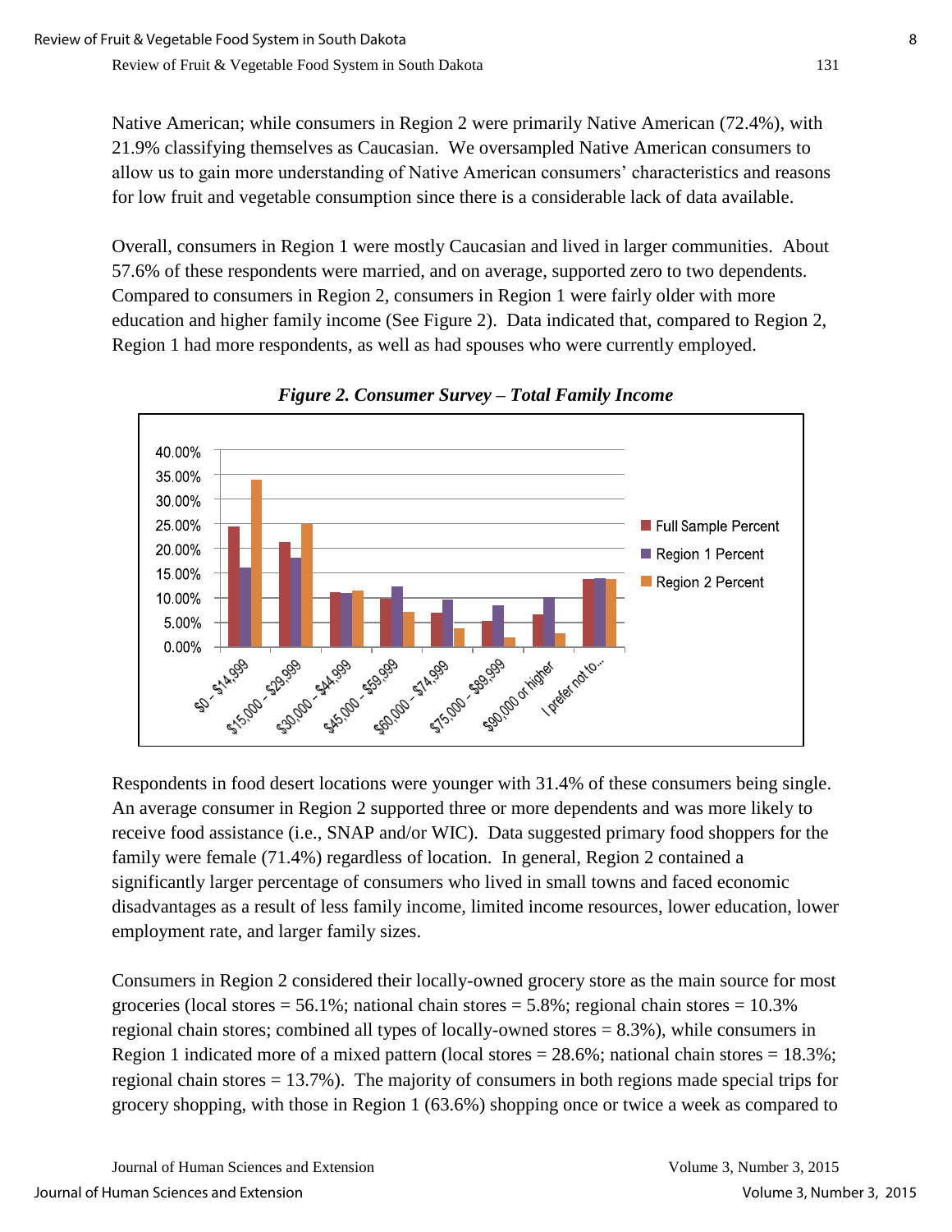Native American; while consumers in Region 2 were primarily Native American (72.4%), with 21.9% classifying themselves as Caucasian. We oversampled Native American consumers to allow us to gain more understanding of Native American consumers' characteristics and reasons for low fruit and vegetable consumption since there is a considerable lack of data available.

Overall, consumers in Region 1 were mostly Caucasian and lived in larger communities. About 57.6% of these respondents were married, and on average, supported zero to two dependents. Compared to consumers in Region 2, consumers in Region 1 were fairly older with more education and higher family income (See Figure 2). Data indicated that, compared to Region 2, Region 1 had more respondents, as well as had spouses who were currently employed.

***Figure 2. Consumer Survey – Total Family Income***

Respondents in food desert locations were younger with 31.4% of these consumers being single. An average consumer in Region 2 supported three or more dependents and was more likely to receive food assistance (i.e., SNAP and/or WIC). Data suggested primary food shoppers for the family were female (71.4%) regardless of location. In general, Region 2 contained a significantly larger percentage of consumers who lived in small towns and faced economic disadvantages as a result of less family income, limited income resources, lower education, lower employment rate, and larger family sizes.

Consumers in Region 2 considered their locally-owned grocery store as the main source for most groceries (local stores = 56.1%; national chain stores = 5.8%; regional chain stores = 10.3% regional chain stores; combined all types of locally-owned stores = 8.3%), while consumers in Region 1 indicated more of a mixed pattern (local stores = 28.6%; national chain stores = 18.3%; regional chain stores = 13.7%). The majority of consumers in both regions made special trips for grocery shopping, with those in Region 1 (63.6%) shopping once or twice a week as compared to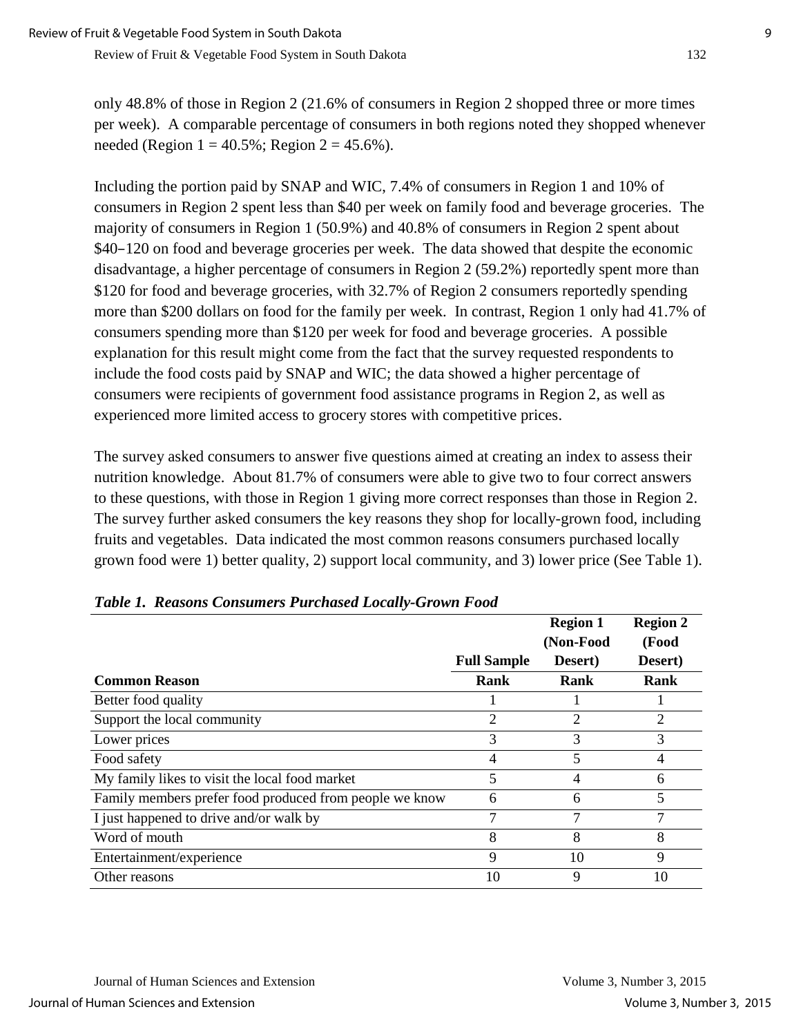only 48.8% of those in Region 2 (21.6% of consumers in Region 2 shopped three or more times per week). A comparable percentage of consumers in both regions noted they shopped whenever needed (Region 1 = 40.5%; Region 2 = 45.6%).

Including the portion paid by SNAP and WIC, 7.4% of consumers in Region 1 and 10% of consumers in Region 2 spent less than $40 per week on family food and beverage groceries. The majority of consumers in Region 1 (50.9%) and 40.8% of consumers in Region 2 spent about $40–120 on food and beverage groceries per week. The data showed that despite the economic disadvantage, a higher percentage of consumers in Region 2 (59.2%) reportedly spent more than $120 for food and beverage groceries, with 32.7% of Region 2 consumers reportedly spending more than $200 dollars on food for the family per week. In contrast, Region 1 only had 41.7% of consumers spending more than $120 per week for food and beverage groceries. A possible explanation for this result might come from the fact that the survey requested respondents to include the food costs paid by SNAP and WIC; the data showed a higher percentage of consumers were recipients of government food assistance programs in Region 2, as well as experienced more limited access to grocery stores with competitive prices.

The survey asked consumers to answer five questions aimed at creating an index to assess their nutrition knowledge. About 81.7% of consumers were able to give two to four correct answers to these questions, with those in Region 1 giving more correct responses than those in Region 2. The survey further asked consumers the key reasons they shop for locally-grown food, including fruits and vegetables. Data indicated the most common reasons consumers purchased locally grown food were 1) better quality, 2) support local community, and 3) lower price (See Table 1).

***Table 1. Reasons Consumers Purchased Locally-Grown Food***

| Common Reason | Full Sample Rank | Region 1 (Non-Food Desert) Rank | Region 2 (Food Desert) Rank |
|---|---|---|---|
| Better food quality | 1 | 1 | 1 |
| Support the local community | 2 | 2 | 2 |
| Lower prices | 3 | 3 | 3 |
| Food safety | 4 | 5 | 4 |
| My family likes to visit the local food market | 5 | 4 | 6 |
| Family members prefer food produced from people we know | 6 | 6 | 5 |
| I just happened to drive and/or walk by | 7 | 7 | 7 |
| Word of mouth | 8 | 8 | 8 |
| Entertainment/experience | 9 | 10 | 9 |
| Other reasons | 10 | 9 | 10 |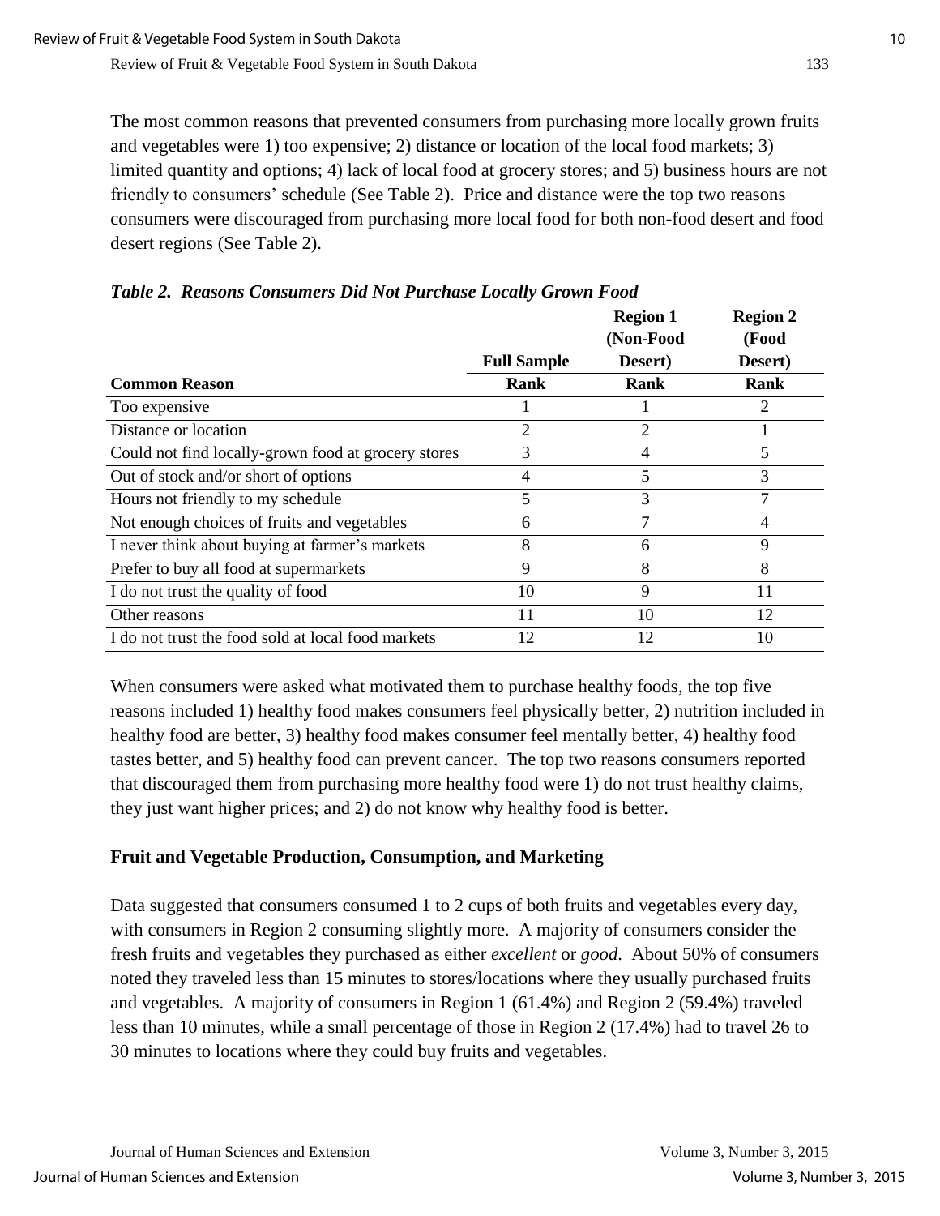The most common reasons that prevented consumers from purchasing more locally grown fruits and vegetables were 1) too expensive; 2) distance or location of the local food markets; 3) limited quantity and options; 4) lack of local food at grocery stores; and 5) business hours are not friendly to consumers' schedule (See Table 2). Price and distance were the top two reasons consumers were discouraged from purchasing more local food for both non-food desert and food desert regions (See Table 2).

***Table 2. Reasons Consumers Did Not Purchase Locally Grown Food***

| Common Reason | Full Sample Rank | Region 1 (Non-Food Desert) Rank | Region 2 (Food Desert) Rank |
|---|---|---|---|
| Too expensive | 1 | 1 | 2 |
| Distance or location | 2 | 2 | 1 |
| Could not find locally-grown food at grocery stores | 3 | 4 | 5 |
| Out of stock and/or short of options | 4 | 5 | 3 |
| Hours not friendly to my schedule | 5 | 3 | 7 |
| Not enough choices of fruits and vegetables | 6 | 7 | 4 |
| I never think about buying at farmer's markets | 8 | 6 | 9 |
| Prefer to buy all food at supermarkets | 9 | 8 | 8 |
| I do not trust the quality of food | 10 | 9 | 11 |
| Other reasons | 11 | 10 | 12 |
| I do not trust the food sold at local food markets | 12 | 12 | 10 |

When consumers were asked what motivated them to purchase healthy foods, the top five reasons included 1) healthy food makes consumers feel physically better, 2) nutrition included in healthy food are better, 3) healthy food makes consumer feel mentally better, 4) healthy food tastes better, and 5) healthy food can prevent cancer. The top two reasons consumers reported that discouraged them from purchasing more healthy food were 1) do not trust healthy claims, they just want higher prices; and 2) do not know why healthy food is better.

### Fruit and Vegetable Production, Consumption, and Marketing

Data suggested that consumers consumed 1 to 2 cups of both fruits and vegetables every day, with consumers in Region 2 consuming slightly more. A majority of consumers consider the fresh fruits and vegetables they purchased as either *excellent* or *good*. About 50% of consumers noted they traveled less than 15 minutes to stores/locations where they usually purchased fruits and vegetables. A majority of consumers in Region 1 (61.4%) and Region 2 (59.4%) traveled less than 10 minutes, while a small percentage of those in Region 2 (17.4%) had to travel 26 to 30 minutes to locations where they could buy fruits and vegetables.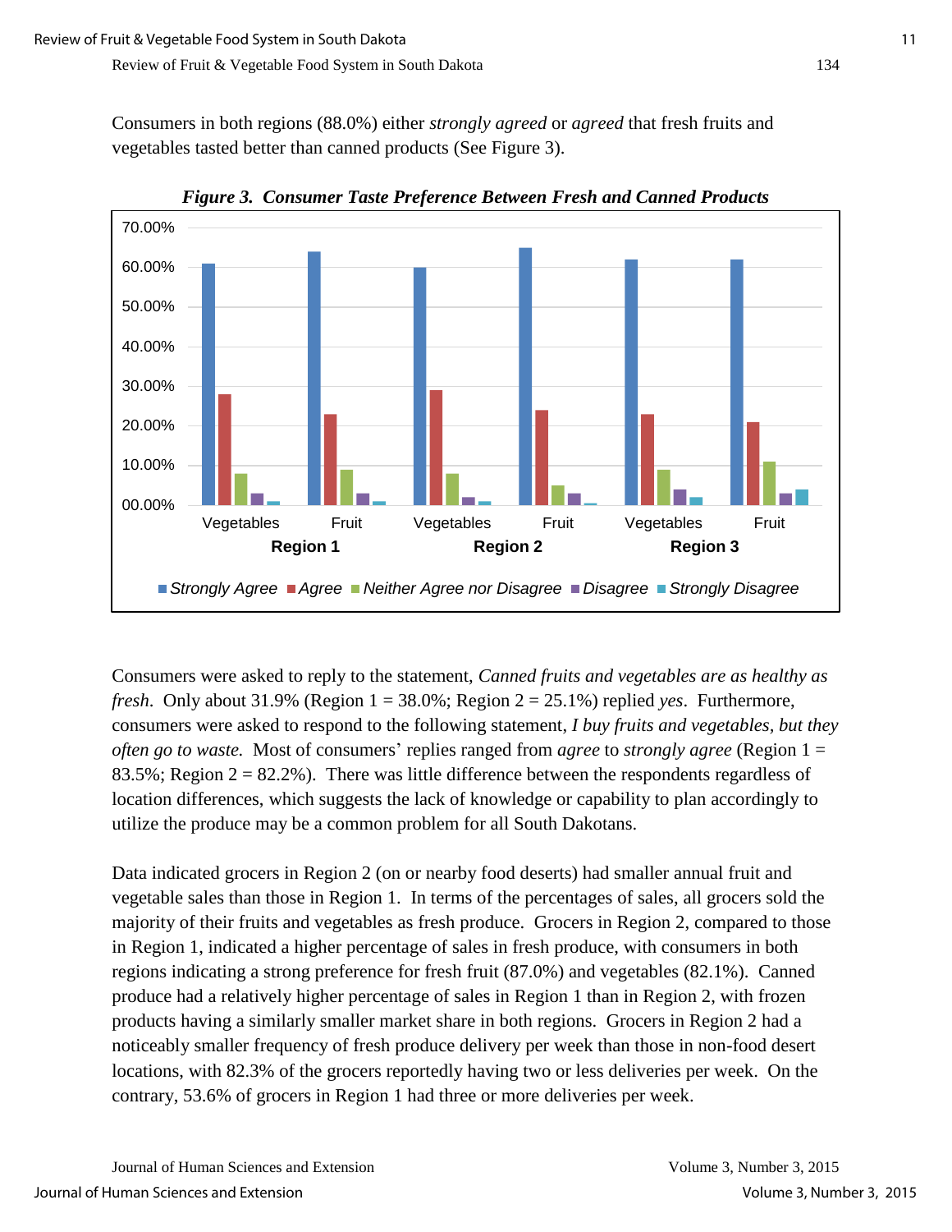Consumers in both regions (88.0%) either *strongly agreed* or *agreed* that fresh fruits and vegetables tasted better than canned products (See Figure 3).

***Figure 3. Consumer Taste Preference Between Fresh and Canned Products***

Consumers were asked to reply to the statement, *Canned fruits and vegetables are as healthy as fresh*. Only about 31.9% (Region 1 = 38.0%; Region 2 = 25.1%) replied *yes*. Furthermore, consumers were asked to respond to the following statement, *I buy fruits and vegetables, but they often go to waste.* Most of consumers' replies ranged from *agree* to *strongly agree* (Region 1 = 83.5%; Region 2 = 82.2%). There was little difference between the respondents regardless of location differences, which suggests the lack of knowledge or capability to plan accordingly to utilize the produce may be a common problem for all South Dakotans.

Data indicated grocers in Region 2 (on or nearby food deserts) had smaller annual fruit and vegetable sales than those in Region 1. In terms of the percentages of sales, all grocers sold the majority of their fruits and vegetables as fresh produce. Grocers in Region 2, compared to those in Region 1, indicated a higher percentage of sales in fresh produce, with consumers in both regions indicating a strong preference for fresh fruit (87.0%) and vegetables (82.1%). Canned produce had a relatively higher percentage of sales in Region 1 than in Region 2, with frozen products having a similarly smaller market share in both regions. Grocers in Region 2 had a noticeably smaller frequency of fresh produce delivery per week than those in non-food desert locations, with 82.3% of the grocers reportedly having two or less deliveries per week. On the contrary, 53.6% of grocers in Region 1 had three or more deliveries per week.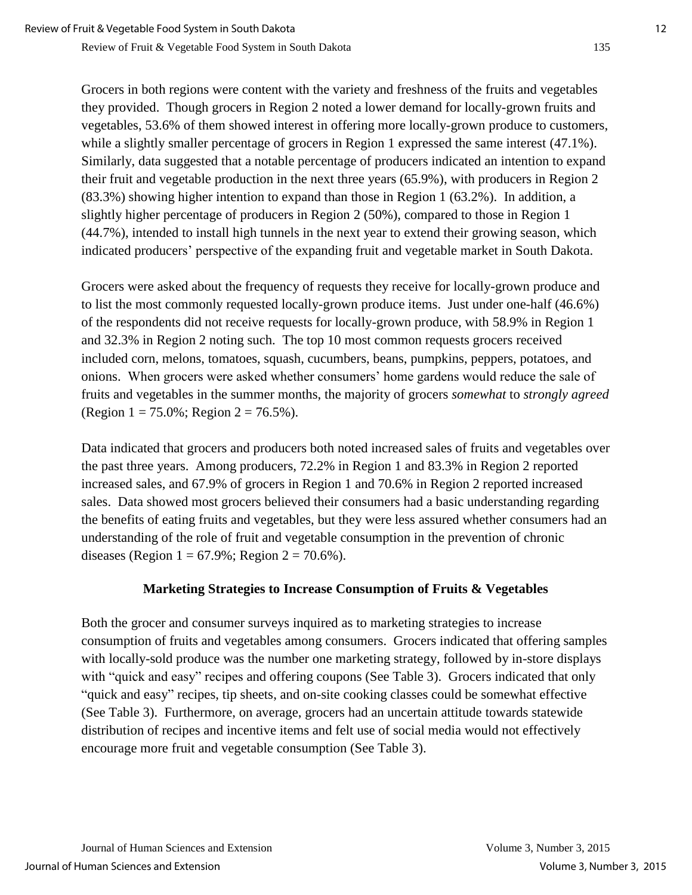Grocers in both regions were content with the variety and freshness of the fruits and vegetables they provided. Though grocers in Region 2 noted a lower demand for locally-grown fruits and vegetables, 53.6% of them showed interest in offering more locally-grown produce to customers, while a slightly smaller percentage of grocers in Region 1 expressed the same interest (47.1%). Similarly, data suggested that a notable percentage of producers indicated an intention to expand their fruit and vegetable production in the next three years (65.9%), with producers in Region 2 (83.3%) showing higher intention to expand than those in Region 1 (63.2%). In addition, a slightly higher percentage of producers in Region 2 (50%), compared to those in Region 1 (44.7%), intended to install high tunnels in the next year to extend their growing season, which indicated producers' perspective of the expanding fruit and vegetable market in South Dakota.

Grocers were asked about the frequency of requests they receive for locally-grown produce and to list the most commonly requested locally-grown produce items. Just under one-half (46.6%) of the respondents did not receive requests for locally-grown produce, with 58.9% in Region 1 and 32.3% in Region 2 noting such. The top 10 most common requests grocers received included corn, melons, tomatoes, squash, cucumbers, beans, pumpkins, peppers, potatoes, and onions. When grocers were asked whether consumers' home gardens would reduce the sale of fruits and vegetables in the summer months, the majority of grocers *somewhat* to *strongly agreed* (Region 1 = 75.0%; Region 2 = 76.5%).

Data indicated that grocers and producers both noted increased sales of fruits and vegetables over the past three years. Among producers, 72.2% in Region 1 and 83.3% in Region 2 reported increased sales, and 67.9% of grocers in Region 1 and 70.6% in Region 2 reported increased sales. Data showed most grocers believed their consumers had a basic understanding regarding the benefits of eating fruits and vegetables, but they were less assured whether consumers had an understanding of the role of fruit and vegetable consumption in the prevention of chronic diseases (Region 1 = 67.9%; Region 2 = 70.6%).

## Marketing Strategies to Increase Consumption of Fruits & Vegetables

Both the grocer and consumer surveys inquired as to marketing strategies to increase consumption of fruits and vegetables among consumers. Grocers indicated that offering samples with locally-sold produce was the number one marketing strategy, followed by in-store displays with "quick and easy" recipes and offering coupons (See Table 3). Grocers indicated that only "quick and easy" recipes, tip sheets, and on-site cooking classes could be somewhat effective (See Table 3). Furthermore, on average, grocers had an uncertain attitude towards statewide distribution of recipes and incentive items and felt use of social media would not effectively encourage more fruit and vegetable consumption (See Table 3).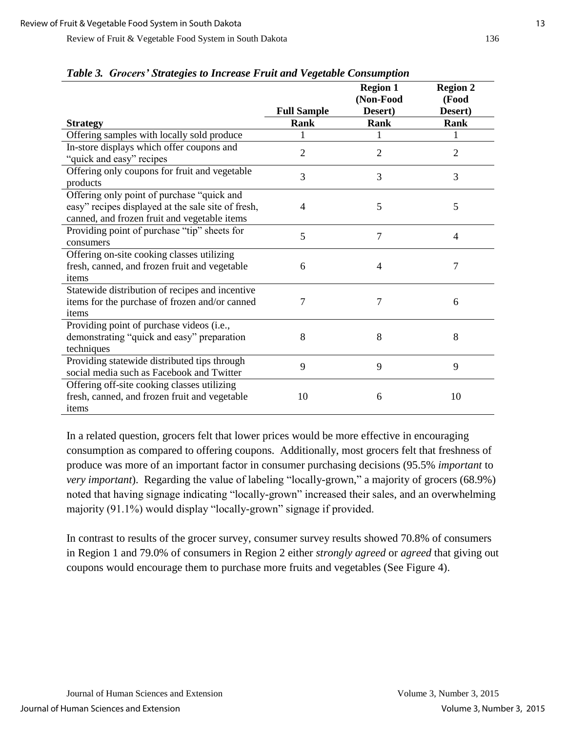*Table 3. Grocers' Strategies to Increase Fruit and Vegetable Consumption*

| Strategy | Full Sample Rank | Region 1 (Non-Food Desert) Rank | Region 2 (Food Desert) Rank |
|---|---|---|---|
| Offering samples with locally sold produce | 1 | 1 | 1 |
| In-store displays which offer coupons and "quick and easy" recipes | 2 | 2 | 2 |
| Offering only coupons for fruit and vegetable products | 3 | 3 | 3 |
| Offering only point of purchase "quick and easy" recipes displayed at the sale site of fresh, canned, and frozen fruit and vegetable items | 4 | 5 | 5 |
| Providing point of purchase "tip" sheets for consumers | 5 | 7 | 4 |
| Offering on-site cooking classes utilizing fresh, canned, and frozen fruit and vegetable items | 6 | 4 | 7 |
| Statewide distribution of recipes and incentive items for the purchase of frozen and/or canned items | 7 | 7 | 6 |
| Providing point of purchase videos (i.e., demonstrating "quick and easy" preparation techniques | 8 | 8 | 8 |
| Providing statewide distributed tips through social media such as Facebook and Twitter | 9 | 9 | 9 |
| Offering off-site cooking classes utilizing fresh, canned, and frozen fruit and vegetable items | 10 | 6 | 10 |

In a related question, grocers felt that lower prices would be more effective in encouraging consumption as compared to offering coupons. Additionally, most grocers felt that freshness of produce was more of an important factor in consumer purchasing decisions (95.5% *important* to *very important*). Regarding the value of labeling "locally-grown," a majority of grocers (68.9%) noted that having signage indicating "locally-grown" increased their sales, and an overwhelming majority (91.1%) would display "locally-grown" signage if provided.

In contrast to results of the grocer survey, consumer survey results showed 70.8% of consumers in Region 1 and 79.0% of consumers in Region 2 either *strongly agreed* or *agreed* that giving out coupons would encourage them to purchase more fruits and vegetables (See Figure 4).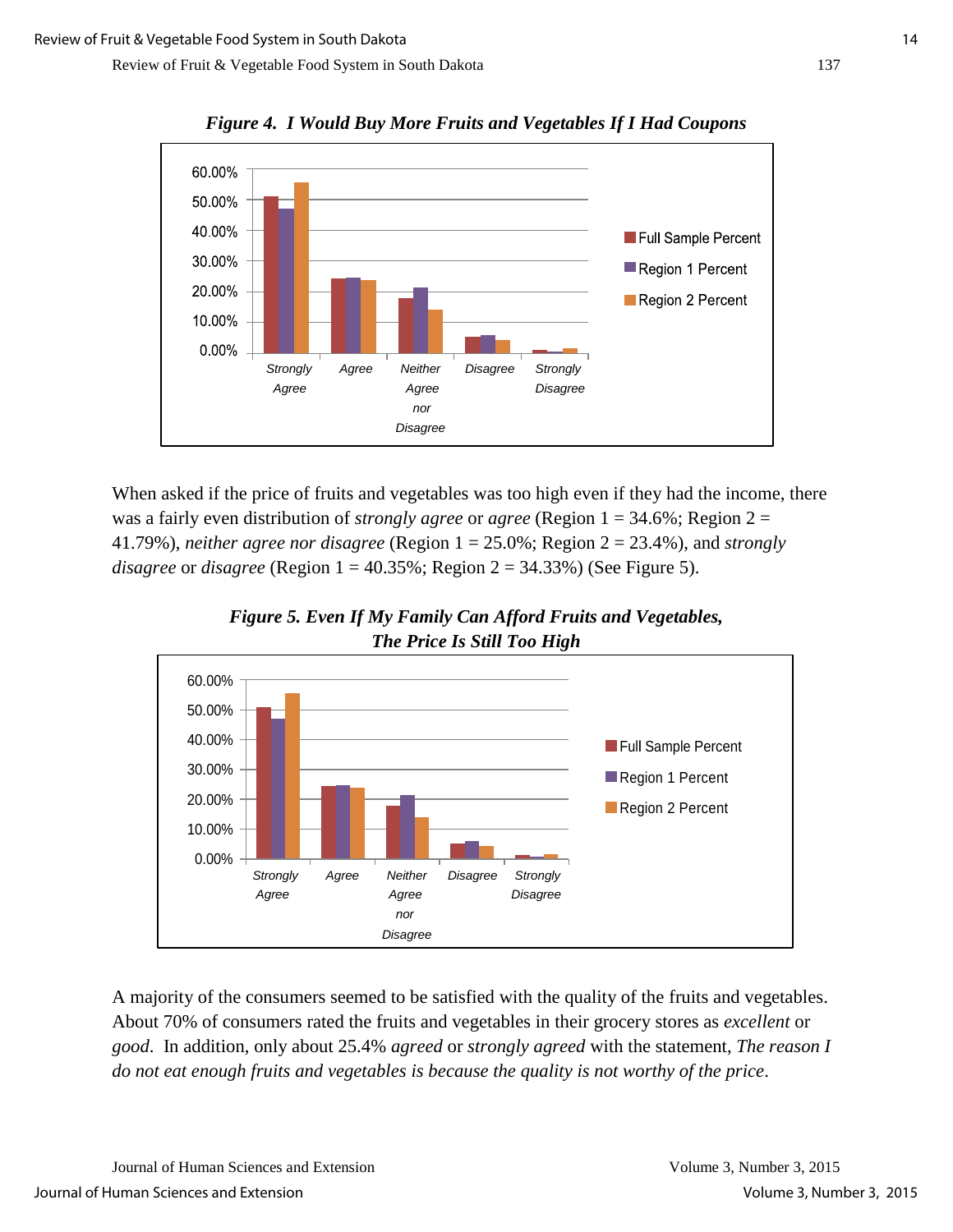***Figure 4. I Would Buy More Fruits and Vegetables If I Had Coupons***

When asked if the price of fruits and vegetables was too high even if they had the income, there was a fairly even distribution of *strongly agree* or *agree* (Region 1 = 34.6%; Region 2 = 41.79%), *neither agree nor disagree* (Region 1 = 25.0%; Region 2 = 23.4%), and *strongly disagree* or *disagree* (Region 1 = 40.35%; Region 2 = 34.33%) (See Figure 5).

***Figure 5. Even If My Family Can Afford Fruits and Vegetables, The Price Is Still Too High***

A majority of the consumers seemed to be satisfied with the quality of the fruits and vegetables. About 70% of consumers rated the fruits and vegetables in their grocery stores as *excellent* or *good*. In addition, only about 25.4% *agreed* or *strongly agreed* with the statement, *The reason I do not eat enough fruits and vegetables is because the quality is not worthy of the price*.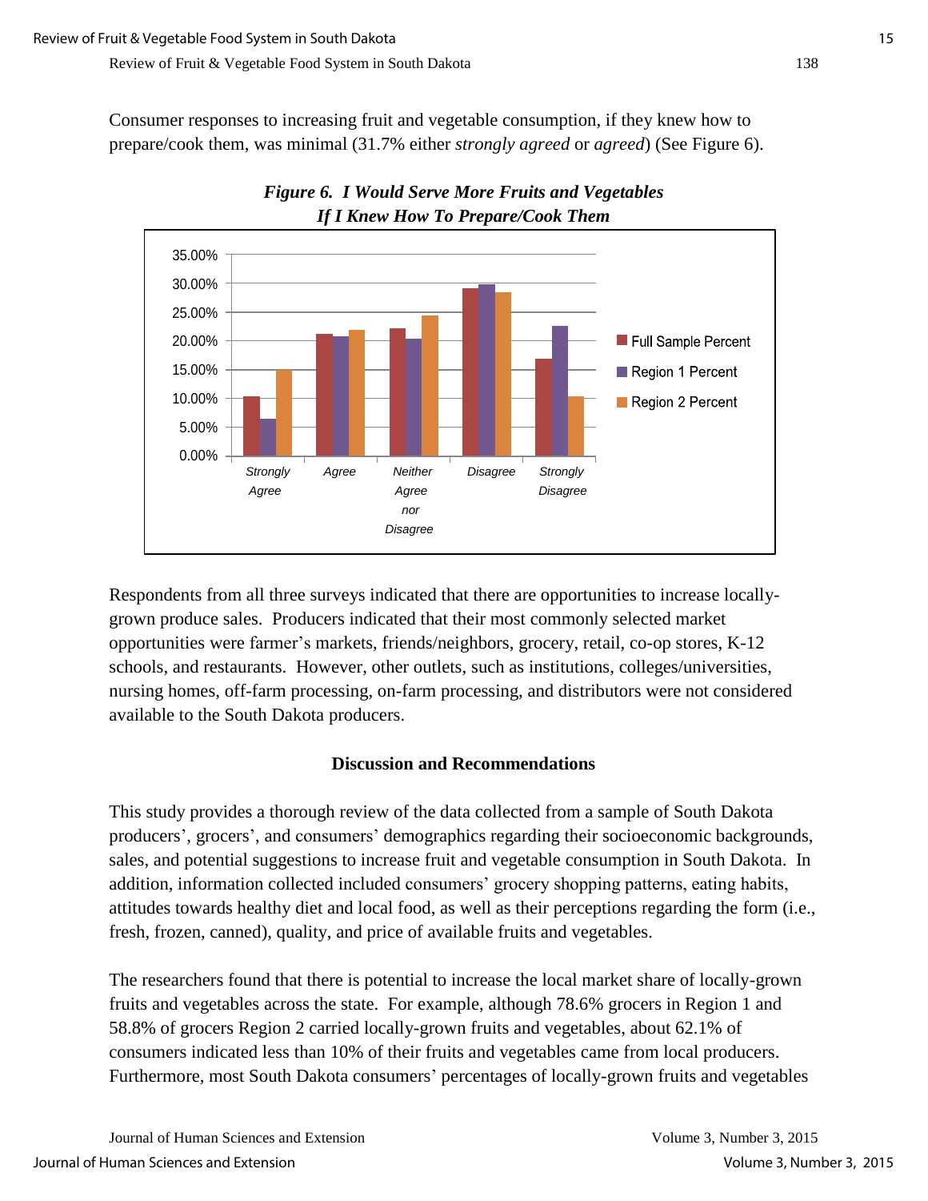Consumer responses to increasing fruit and vegetable consumption, if they knew how to prepare/cook them, was minimal (31.7% either *strongly agreed* or *agreed*) (See Figure 6).

***Figure 6. I Would Serve More Fruits and Vegetables If I Knew How To Prepare/Cook Them***

Respondents from all three surveys indicated that there are opportunities to increase locally-grown produce sales. Producers indicated that their most commonly selected market opportunities were farmer's markets, friends/neighbors, grocery, retail, co-op stores, K-12 schools, and restaurants. However, other outlets, such as institutions, colleges/universities, nursing homes, off-farm processing, on-farm processing, and distributors were not considered available to the South Dakota producers.

## Discussion and Recommendations

This study provides a thorough review of the data collected from a sample of South Dakota producers', grocers', and consumers' demographics regarding their socioeconomic backgrounds, sales, and potential suggestions to increase fruit and vegetable consumption in South Dakota. In addition, information collected included consumers' grocery shopping patterns, eating habits, attitudes towards healthy diet and local food, as well as their perceptions regarding the form (i.e., fresh, frozen, canned), quality, and price of available fruits and vegetables.

The researchers found that there is potential to increase the local market share of locally-grown fruits and vegetables across the state. For example, although 78.6% grocers in Region 1 and 58.8% of grocers Region 2 carried locally-grown fruits and vegetables, about 62.1% of consumers indicated less than 10% of their fruits and vegetables came from local producers. Furthermore, most South Dakota consumers' percentages of locally-grown fruits and vegetables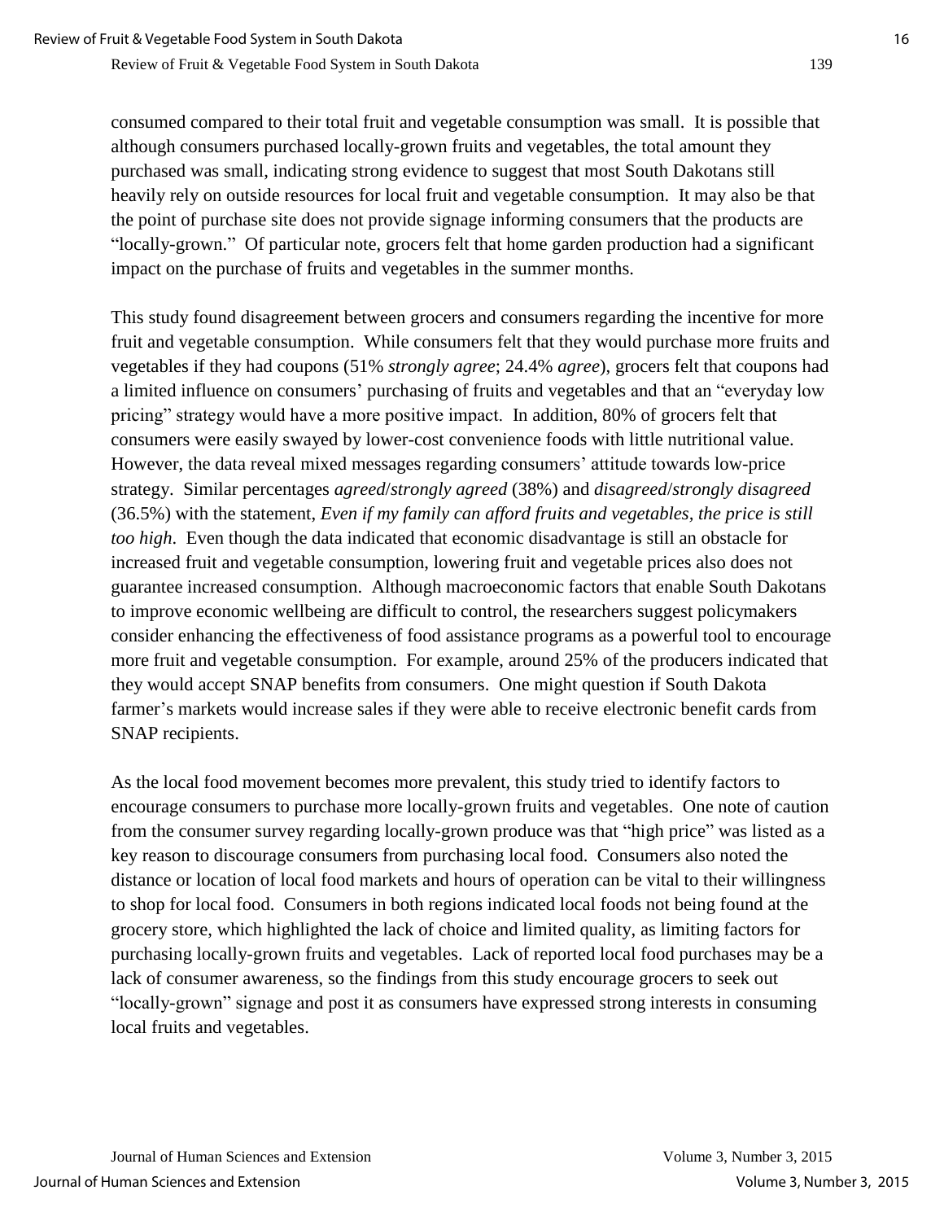consumed compared to their total fruit and vegetable consumption was small. It is possible that although consumers purchased locally-grown fruits and vegetables, the total amount they purchased was small, indicating strong evidence to suggest that most South Dakotans still heavily rely on outside resources for local fruit and vegetable consumption. It may also be that the point of purchase site does not provide signage informing consumers that the products are "locally-grown." Of particular note, grocers felt that home garden production had a significant impact on the purchase of fruits and vegetables in the summer months.

This study found disagreement between grocers and consumers regarding the incentive for more fruit and vegetable consumption. While consumers felt that they would purchase more fruits and vegetables if they had coupons (51% *strongly agree*; 24.4% *agree*), grocers felt that coupons had a limited influence on consumers' purchasing of fruits and vegetables and that an "everyday low pricing" strategy would have a more positive impact. In addition, 80% of grocers felt that consumers were easily swayed by lower-cost convenience foods with little nutritional value. However, the data reveal mixed messages regarding consumers' attitude towards low-price strategy. Similar percentages *agreed*/*strongly agreed* (38%) and *disagreed*/*strongly disagreed* (36.5%) with the statement, *Even if my family can afford fruits and vegetables, the price is still too high*. Even though the data indicated that economic disadvantage is still an obstacle for increased fruit and vegetable consumption, lowering fruit and vegetable prices also does not guarantee increased consumption. Although macroeconomic factors that enable South Dakotans to improve economic wellbeing are difficult to control, the researchers suggest policymakers consider enhancing the effectiveness of food assistance programs as a powerful tool to encourage more fruit and vegetable consumption. For example, around 25% of the producers indicated that they would accept SNAP benefits from consumers. One might question if South Dakota farmer's markets would increase sales if they were able to receive electronic benefit cards from SNAP recipients.

As the local food movement becomes more prevalent, this study tried to identify factors to encourage consumers to purchase more locally-grown fruits and vegetables. One note of caution from the consumer survey regarding locally-grown produce was that "high price" was listed as a key reason to discourage consumers from purchasing local food. Consumers also noted the distance or location of local food markets and hours of operation can be vital to their willingness to shop for local food. Consumers in both regions indicated local foods not being found at the grocery store, which highlighted the lack of choice and limited quality, as limiting factors for purchasing locally-grown fruits and vegetables. Lack of reported local food purchases may be a lack of consumer awareness, so the findings from this study encourage grocers to seek out "locally-grown" signage and post it as consumers have expressed strong interests in consuming local fruits and vegetables.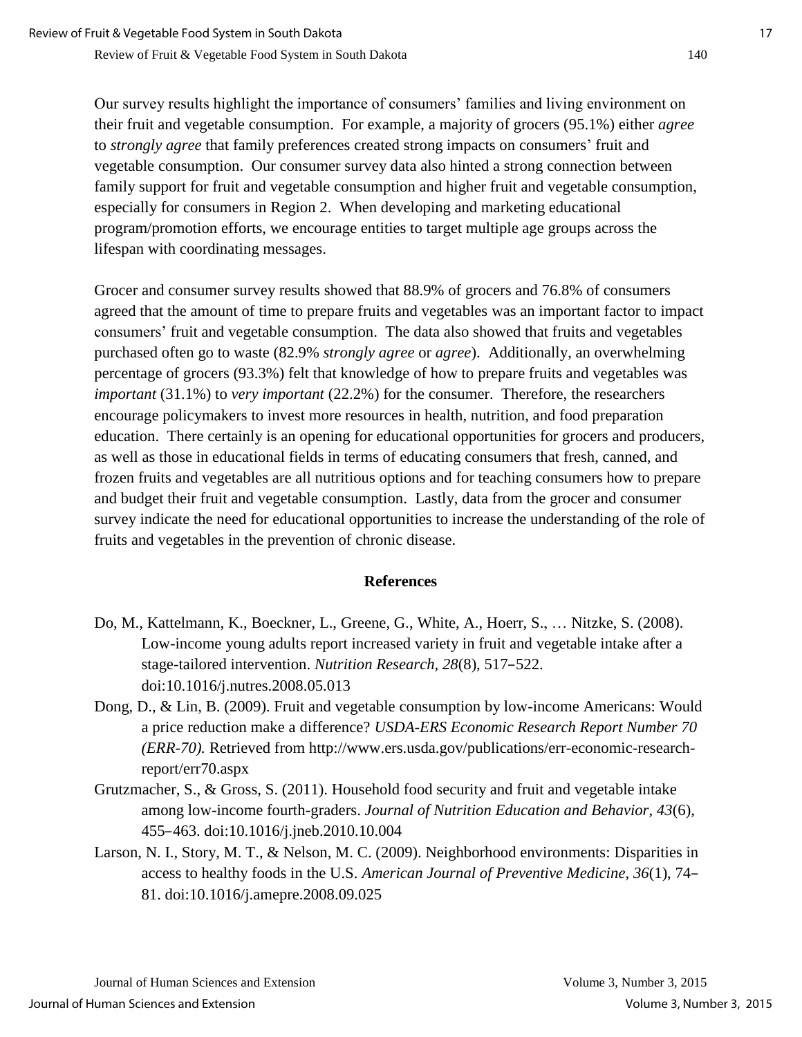Our survey results highlight the importance of consumers' families and living environment on their fruit and vegetable consumption. For example, a majority of grocers (95.1%) either *agree* to *strongly agree* that family preferences created strong impacts on consumers' fruit and vegetable consumption. Our consumer survey data also hinted a strong connection between family support for fruit and vegetable consumption and higher fruit and vegetable consumption, especially for consumers in Region 2. When developing and marketing educational program/promotion efforts, we encourage entities to target multiple age groups across the lifespan with coordinating messages.

Grocer and consumer survey results showed that 88.9% of grocers and 76.8% of consumers agreed that the amount of time to prepare fruits and vegetables was an important factor to impact consumers' fruit and vegetable consumption. The data also showed that fruits and vegetables purchased often go to waste (82.9% *strongly agree* or *agree*). Additionally, an overwhelming percentage of grocers (93.3%) felt that knowledge of how to prepare fruits and vegetables was *important* (31.1%) to *very important* (22.2%) for the consumer. Therefore, the researchers encourage policymakers to invest more resources in health, nutrition, and food preparation education. There certainly is an opening for educational opportunities for grocers and producers, as well as those in educational fields in terms of educating consumers that fresh, canned, and frozen fruits and vegetables are all nutritious options and for teaching consumers how to prepare and budget their fruit and vegetable consumption. Lastly, data from the grocer and consumer survey indicate the need for educational opportunities to increase the understanding of the role of fruits and vegetables in the prevention of chronic disease.

## References

Do, M., Kattelmann, K., Boeckner, L., Greene, G., White, A., Hoerr, S., … Nitzke, S. (2008). Low-income young adults report increased variety in fruit and vegetable intake after a stage-tailored intervention. *Nutrition Research*, *28*(8), 517–522. doi:10.1016/j.nutres.2008.05.013

Dong, D., & Lin, B. (2009). Fruit and vegetable consumption by low-income Americans: Would a price reduction make a difference? *USDA-ERS Economic Research Report Number 70 (ERR-70).* Retrieved from http://www.ers.usda.gov/publications/err-economic-research-report/err70.aspx

Grutzmacher, S., & Gross, S. (2011). Household food security and fruit and vegetable intake among low-income fourth-graders. *Journal of Nutrition Education and Behavior*, *43*(6), 455–463. doi:10.1016/j.jneb.2010.10.004

Larson, N. I., Story, M. T., & Nelson, M. C. (2009). Neighborhood environments: Disparities in access to healthy foods in the U.S. *American Journal of Preventive Medicine*, *36*(1), 74–81. doi:10.1016/j.amepre.2008.09.025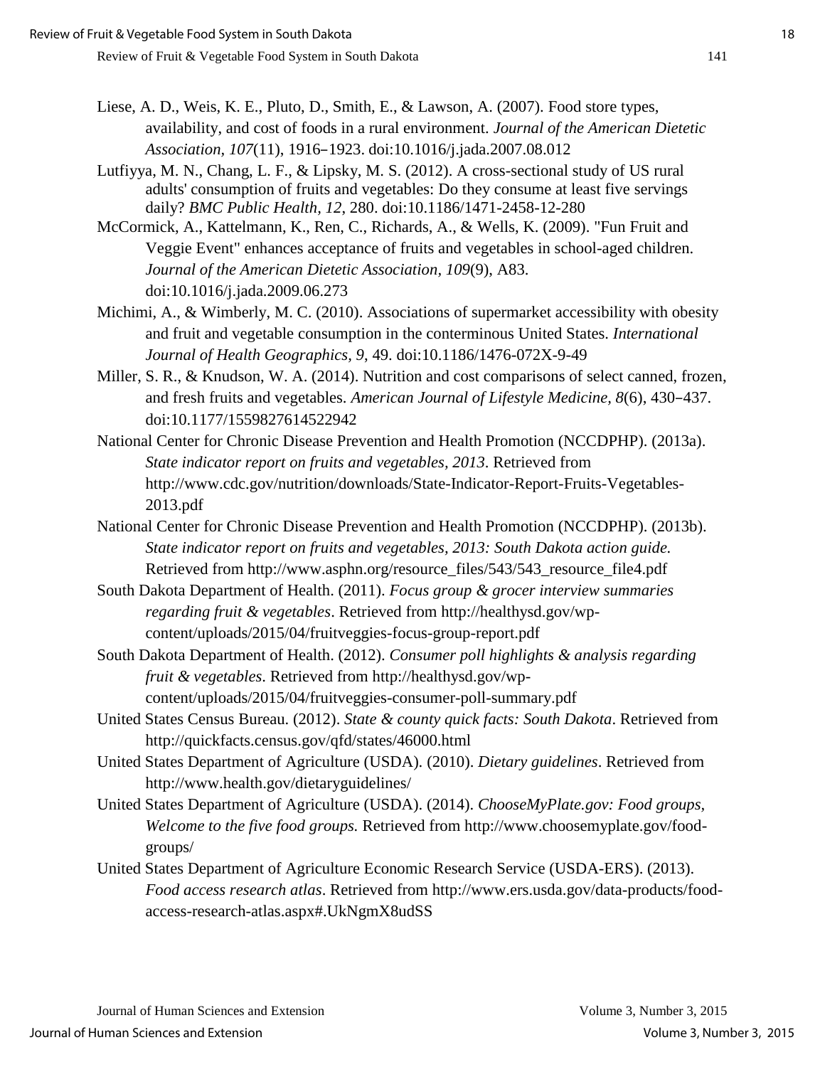Liese, A. D., Weis, K. E., Pluto, D., Smith, E., & Lawson, A. (2007). Food store types, availability, and cost of foods in a rural environment. *Journal of the American Dietetic Association, 107*(11), 1916–1923. doi:10.1016/j.jada.2007.08.012

Lutfiyya, M. N., Chang, L. F., & Lipsky, M. S. (2012). A cross-sectional study of US rural adults' consumption of fruits and vegetables: Do they consume at least five servings daily? *BMC Public Health, 12*, 280. doi:10.1186/1471-2458-12-280

McCormick, A., Kattelmann, K., Ren, C., Richards, A., & Wells, K. (2009). "Fun Fruit and Veggie Event" enhances acceptance of fruits and vegetables in school-aged children. *Journal of the American Dietetic Association, 109*(9), A83. doi:10.1016/j.jada.2009.06.273

Michimi, A., & Wimberly, M. C. (2010). Associations of supermarket accessibility with obesity and fruit and vegetable consumption in the conterminous United States. *International Journal of Health Geographics, 9*, 49. doi:10.1186/1476-072X-9-49

Miller, S. R., & Knudson, W. A. (2014). Nutrition and cost comparisons of select canned, frozen, and fresh fruits and vegetables. *American Journal of Lifestyle Medicine, 8*(6), 430–437. doi:10.1177/1559827614522942

National Center for Chronic Disease Prevention and Health Promotion (NCCDPHP). (2013a). *State indicator report on fruits and vegetables, 2013*. Retrieved from http://www.cdc.gov/nutrition/downloads/State-Indicator-Report-Fruits-Vegetables-2013.pdf

National Center for Chronic Disease Prevention and Health Promotion (NCCDPHP). (2013b). *State indicator report on fruits and vegetables, 2013: South Dakota action guide.* Retrieved from http://www.asphn.org/resource_files/543/543_resource_file4.pdf

South Dakota Department of Health. (2011). *Focus group & grocer interview summaries regarding fruit & vegetables*. Retrieved from http://healthysd.gov/wp-content/uploads/2015/04/fruitveggies-focus-group-report.pdf

South Dakota Department of Health. (2012). *Consumer poll highlights & analysis regarding fruit & vegetables*. Retrieved from http://healthysd.gov/wp-content/uploads/2015/04/fruitveggies-consumer-poll-summary.pdf

United States Census Bureau. (2012). *State & county quick facts: South Dakota*. Retrieved from http://quickfacts.census.gov/qfd/states/46000.html

United States Department of Agriculture (USDA). (2010). *Dietary guidelines*. Retrieved from http://www.health.gov/dietaryguidelines/

United States Department of Agriculture (USDA). (2014). *ChooseMyPlate.gov: Food groups, Welcome to the five food groups.* Retrieved from http://www.choosemyplate.gov/food-groups/

United States Department of Agriculture Economic Research Service (USDA-ERS). (2013). *Food access research atlas*. Retrieved from http://www.ers.usda.gov/data-products/food-access-research-atlas.aspx#.UkNgmX8udSS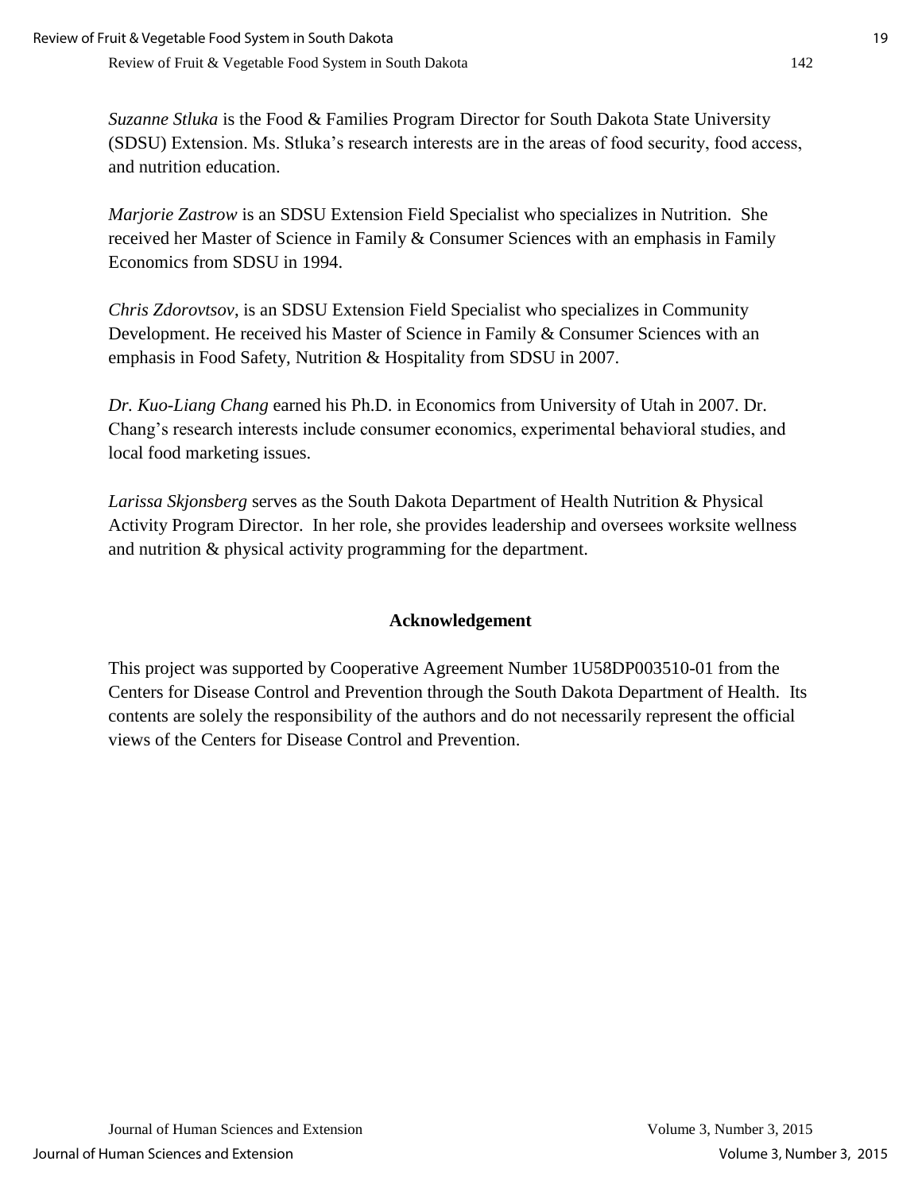*Suzanne Stluka* is the Food & Families Program Director for South Dakota State University (SDSU) Extension. Ms. Stluka's research interests are in the areas of food security, food access, and nutrition education.

*Marjorie Zastrow* is an SDSU Extension Field Specialist who specializes in Nutrition. She received her Master of Science in Family & Consumer Sciences with an emphasis in Family Economics from SDSU in 1994.

*Chris Zdorovtsov*, is an SDSU Extension Field Specialist who specializes in Community Development. He received his Master of Science in Family & Consumer Sciences with an emphasis in Food Safety, Nutrition & Hospitality from SDSU in 2007.

*Dr. Kuo-Liang Chang* earned his Ph.D. in Economics from University of Utah in 2007. Dr. Chang's research interests include consumer economics, experimental behavioral studies, and local food marketing issues.

*Larissa Skjonsberg* serves as the South Dakota Department of Health Nutrition & Physical Activity Program Director. In her role, she provides leadership and oversees worksite wellness and nutrition & physical activity programming for the department.

## Acknowledgement

This project was supported by Cooperative Agreement Number 1U58DP003510-01 from the Centers for Disease Control and Prevention through the South Dakota Department of Health. Its contents are solely the responsibility of the authors and do not necessarily represent the official views of the Centers for Disease Control and Prevention.